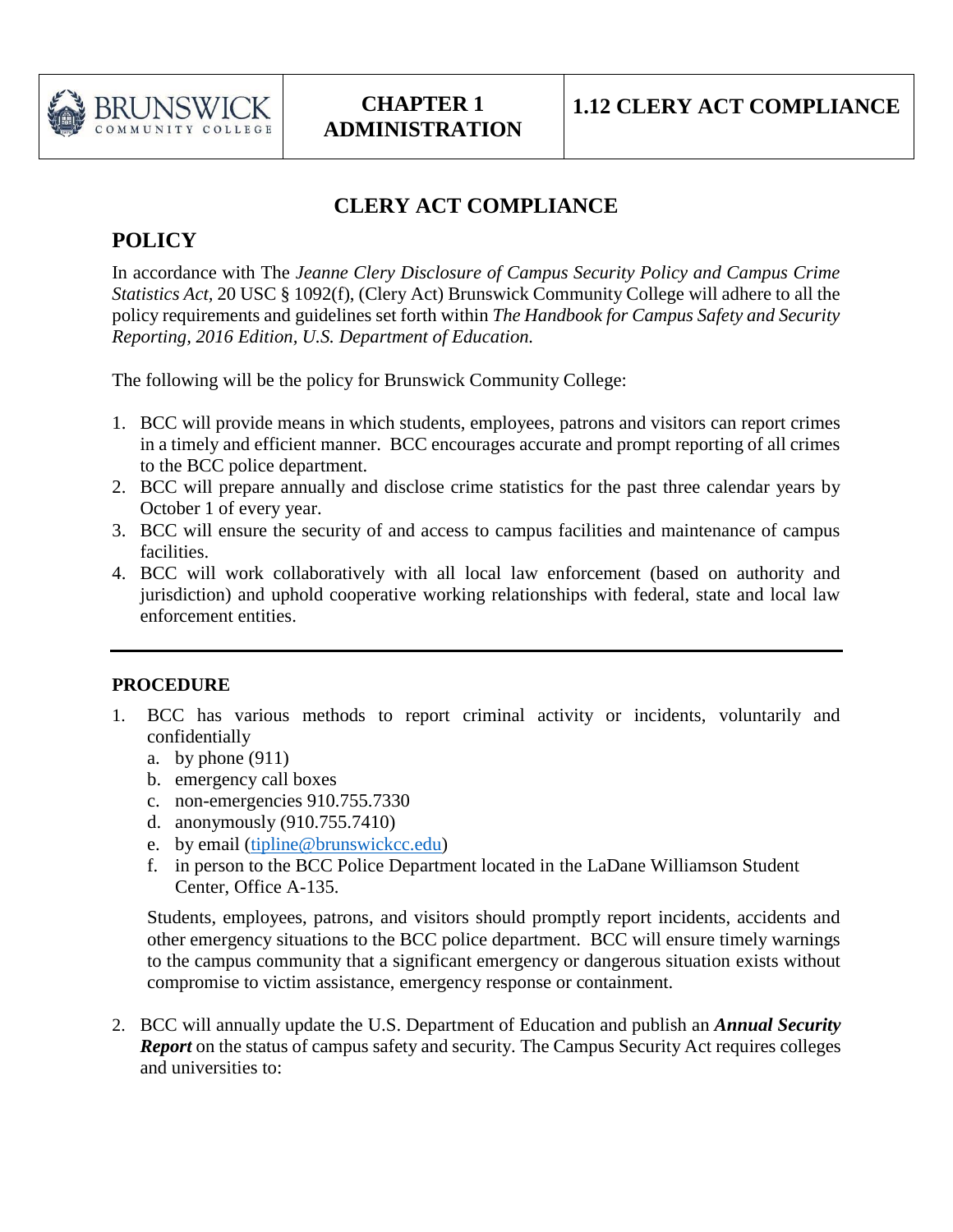| BRUNSWICK COMMUNITY COLLEGE | CHAPTER 1 ADMINISTRATION | 1.12 CLERY ACT COMPLIANCE |
|---|---|---|

# CLERY ACT COMPLIANCE

## POLICY

In accordance with The *Jeanne Clery Disclosure of Campus Security Policy and Campus Crime Statistics Act*, 20 USC § 1092(f), (Clery Act) Brunswick Community College will adhere to all the policy requirements and guidelines set forth within *The Handbook for Campus Safety and Security Reporting, 2016 Edition, U.S. Department of Education.*

The following will be the policy for Brunswick Community College:

1. BCC will provide means in which students, employees, patrons and visitors can report crimes in a timely and efficient manner. BCC encourages accurate and prompt reporting of all crimes to the BCC police department.
2. BCC will prepare annually and disclose crime statistics for the past three calendar years by October 1 of every year.
3. BCC will ensure the security of and access to campus facilities and maintenance of campus facilities.
4. BCC will work collaboratively with all local law enforcement (based on authority and jurisdiction) and uphold cooperative working relationships with federal, state and local law enforcement entities.

---

### PROCEDURE

1. BCC has various methods to report criminal activity or incidents, voluntarily and confidentially
   a. by phone (911)
   b. emergency call boxes
   c. non-emergencies 910.755.7330
   d. anonymously (910.755.7410)
   e. by email (tipline@brunswickcc.edu)
   f. in person to the BCC Police Department located in the LaDane Williamson Student Center, Office A-135.

   Students, employees, patrons, and visitors should promptly report incidents, accidents and other emergency situations to the BCC police department. BCC will ensure timely warnings to the campus community that a significant emergency or dangerous situation exists without compromise to victim assistance, emergency response or containment.

2. BCC will annually update the U.S. Department of Education and publish an ***Annual Security Report*** on the status of campus safety and security. The Campus Security Act requires colleges and universities to: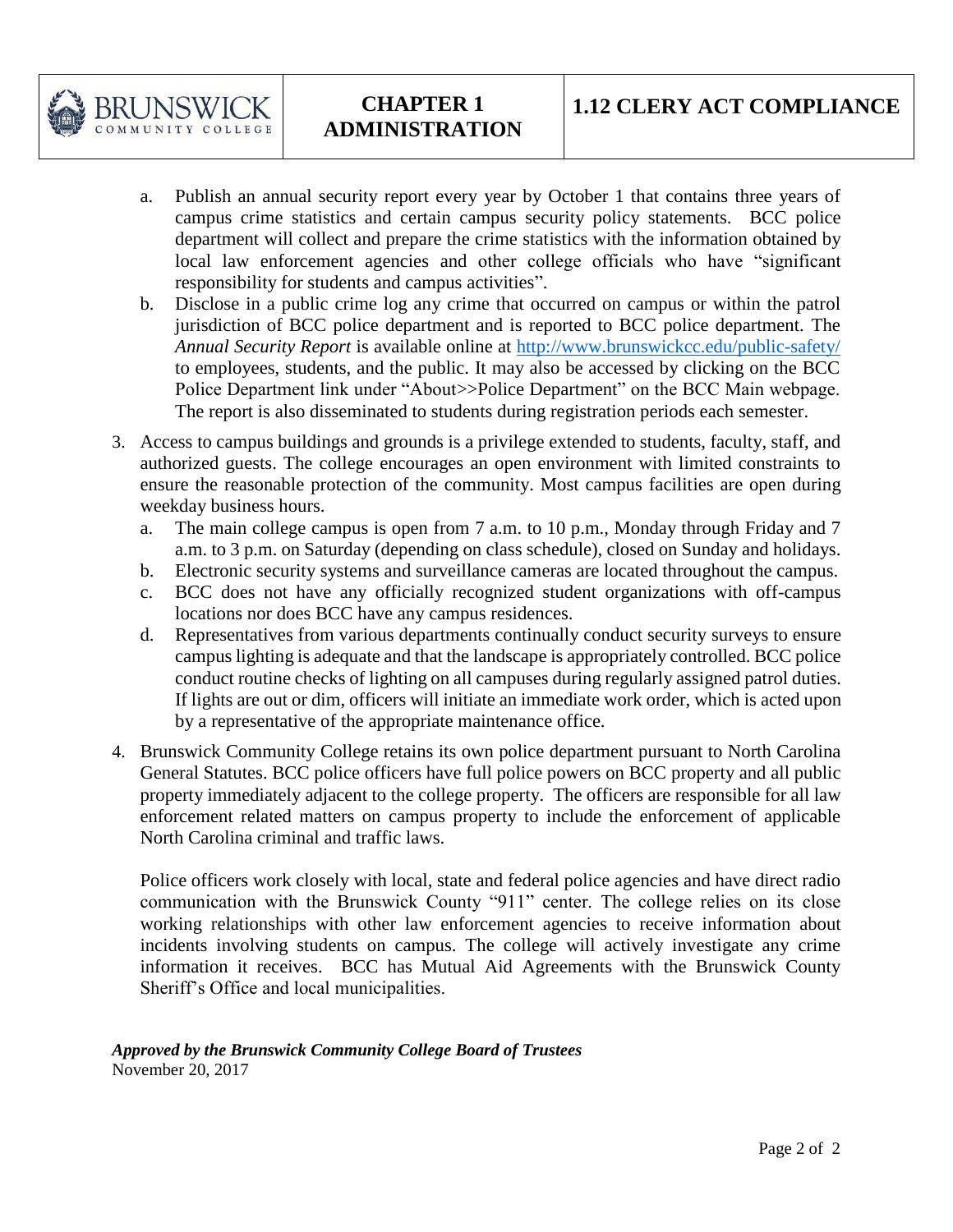a. Publish an annual security report every year by October 1 that contains three years of campus crime statistics and certain campus security policy statements. BCC police department will collect and prepare the crime statistics with the information obtained by local law enforcement agencies and other college officials who have "significant responsibility for students and campus activities".
b. Disclose in a public crime log any crime that occurred on campus or within the patrol jurisdiction of BCC police department and is reported to BCC police department. The *Annual Security Report* is available online at [http://www.brunswickcc.edu/public-safety/](http://www.brunswickcc.edu/public-safety/) to employees, students, and the public. It may also be accessed by clicking on the BCC Police Department link under "About>>Police Department" on the BCC Main webpage. The report is also disseminated to students during registration periods each semester.

3. Access to campus buildings and grounds is a privilege extended to students, faculty, staff, and authorized guests. The college encourages an open environment with limited constraints to ensure the reasonable protection of the community. Most campus facilities are open during weekday business hours.
   a. The main college campus is open from 7 a.m. to 10 p.m., Monday through Friday and 7 a.m. to 3 p.m. on Saturday (depending on class schedule), closed on Sunday and holidays.
   b. Electronic security systems and surveillance cameras are located throughout the campus.
   c. BCC does not have any officially recognized student organizations with off-campus locations nor does BCC have any campus residences.
   d. Representatives from various departments continually conduct security surveys to ensure campus lighting is adequate and that the landscape is appropriately controlled. BCC police conduct routine checks of lighting on all campuses during regularly assigned patrol duties. If lights are out or dim, officers will initiate an immediate work order, which is acted upon by a representative of the appropriate maintenance office.

4. Brunswick Community College retains its own police department pursuant to North Carolina General Statutes. BCC police officers have full police powers on BCC property and all public property immediately adjacent to the college property. The officers are responsible for all law enforcement related matters on campus property to include the enforcement of applicable North Carolina criminal and traffic laws.

   Police officers work closely with local, state and federal police agencies and have direct radio communication with the Brunswick County "911" center. The college relies on its close working relationships with other law enforcement agencies to receive information about incidents involving students on campus. The college will actively investigate any crime information it receives. BCC has Mutual Aid Agreements with the Brunswick County Sheriff's Office and local municipalities.

***Approved by the Brunswick Community College Board of Trustees***
November 20, 2017